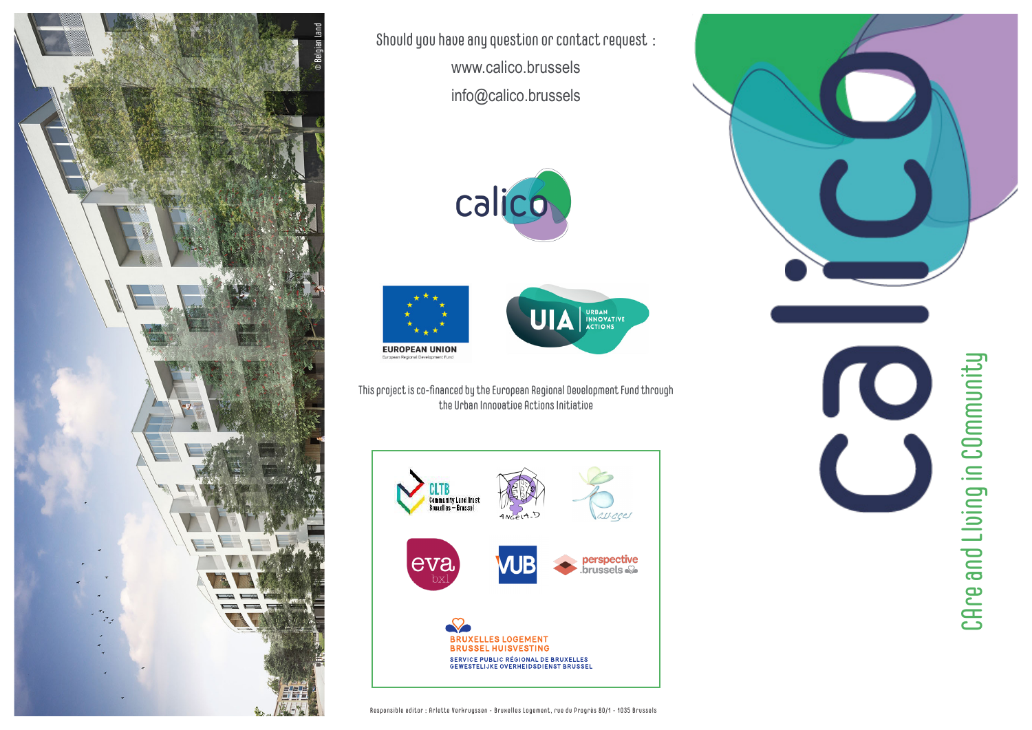Should you have any question or contact request :

www.calico.brussels

info@calico.brussels

calico

EUROPEAN UNION
European Regional Development Fund

UIA URBAN INNOVATIVE ACTIONS

This project is co-financed by the European Regional Development Fund through the Urban Innovative Actions Initiative

CLTB Community Land Trust Bruxelles – Brussel

Angela.D

Pass-ages

eva bxl

VUB

perspective.brussels

BRUXELLES LOGEMENT
BRUSSEL HUISVESTING
SERVICE PUBLIC RÉGIONAL DE BRUXELLES
GEWESTELIJKE OVERHEIDSDIENST BRUSSEL

Responsible editor : Arlette Verkruyssen - Bruxelles Logement, rue du Progrès 80/1 - 1035 Brussels

© Belgian Land

# calico

CAre and LIving in COmmunity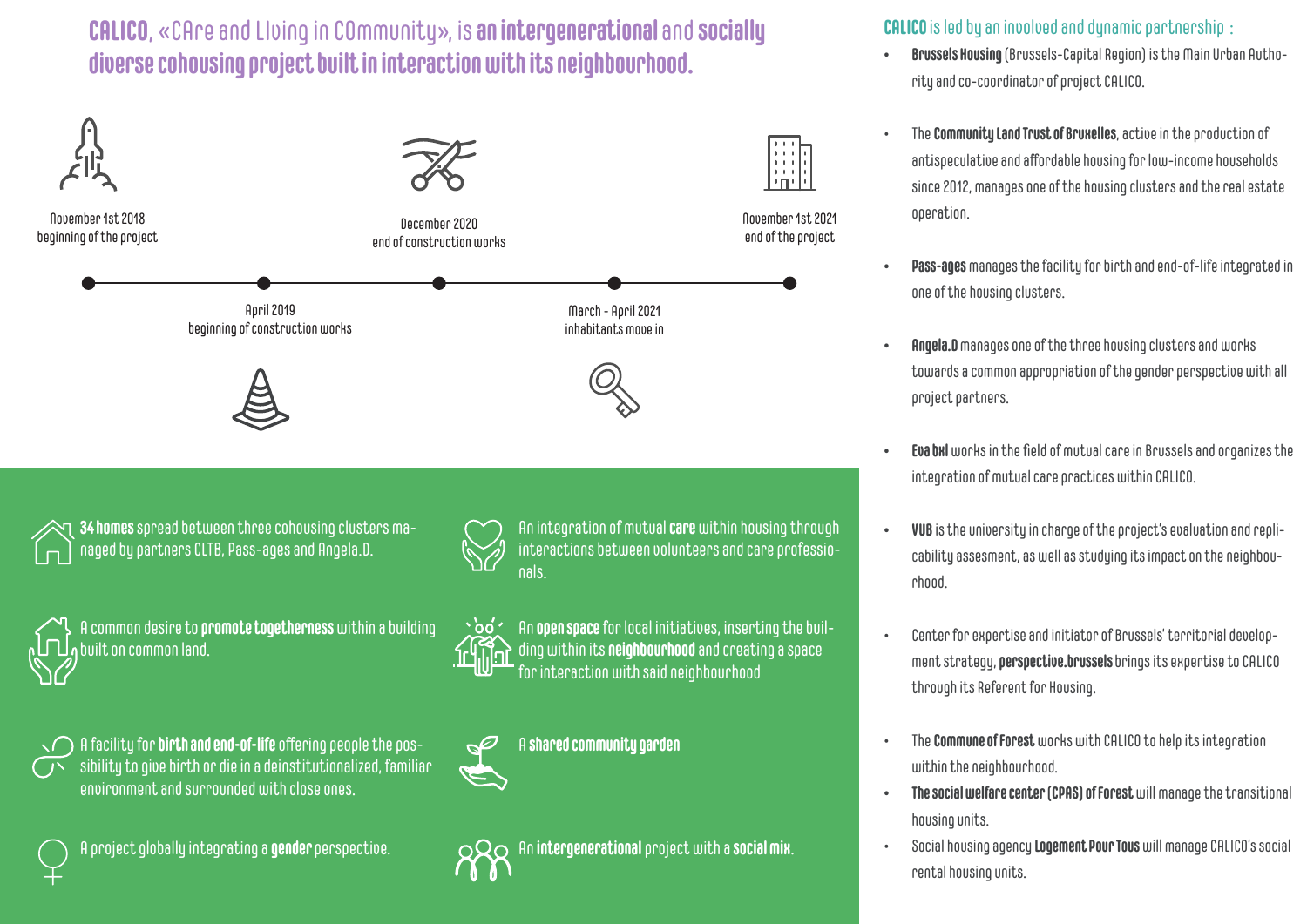# **CALICO**, «CAre and LIving in COmmunity», is **an intergenerational** and **socially diverse cohousing project built in interaction with its neighbourhood.**

November 1st 2018
beginning of the project

April 2019
beginning of construction works

December 2020
end of construction works

March - April 2021
inhabitants move in

November 1st 2021
end of the project

**34 homes** spread between three cohousing clusters managed by partners CLTB, Pass-ages and Angela.D.

An integration of mutual **care** within housing through interactions between volunteers and care professionals.

A common desire to **promote togetherness** within a building built on common land.

An **open space** for local initiatives, inserting the building within its **neighbourhood** and creating a space for interaction with said neighbourhood

A facility for **birth and end-of-life** offering people the possibility to give birth or die in a deinstitutionalized, familiar environment and surrounded with close ones.

A **shared community garden**

A project globally integrating a **gender** perspective.

An **intergenerational** project with a **social mix**.

## **CALICO** is led by an involved and dynamic partnership :

- **Brussels Housing** (Brussels-Capital Region) is the Main Urban Authority and co-coordinator of project CALICO.
- The **Community Land Trust of Bruxelles**, active in the production of antispeculative and affordable housing for low-income households since 2012, manages one of the housing clusters and the real estate operation.
- **Pass-ages** manages the facility for birth and end-of-life integrated in one of the housing clusters.
- **Angela.D** manages one of the three housing clusters and works towards a common appropriation of the gender perspective with all project partners.
- **Eva bxl** works in the field of mutual care in Brussels and organizes the integration of mutual care practices within CALICO.
- **VUB** is the university in charge of the project's evaluation and replicability assesment, as well as studying its impact on the neighbourhood.
- Center for expertise and initiator of Brussels' territorial development strategy, **perspective.brussels** brings its expertise to CALICO through its Referent for Housing.
- The **Commune of Forest** works with CALICO to help its integration within the neighbourhood.
- **The social welfare center (CPAS) of Forest** will manage the transitional housing units.
- Social housing agency **Logement Pour Tous** will manage CALICO's social rental housing units.